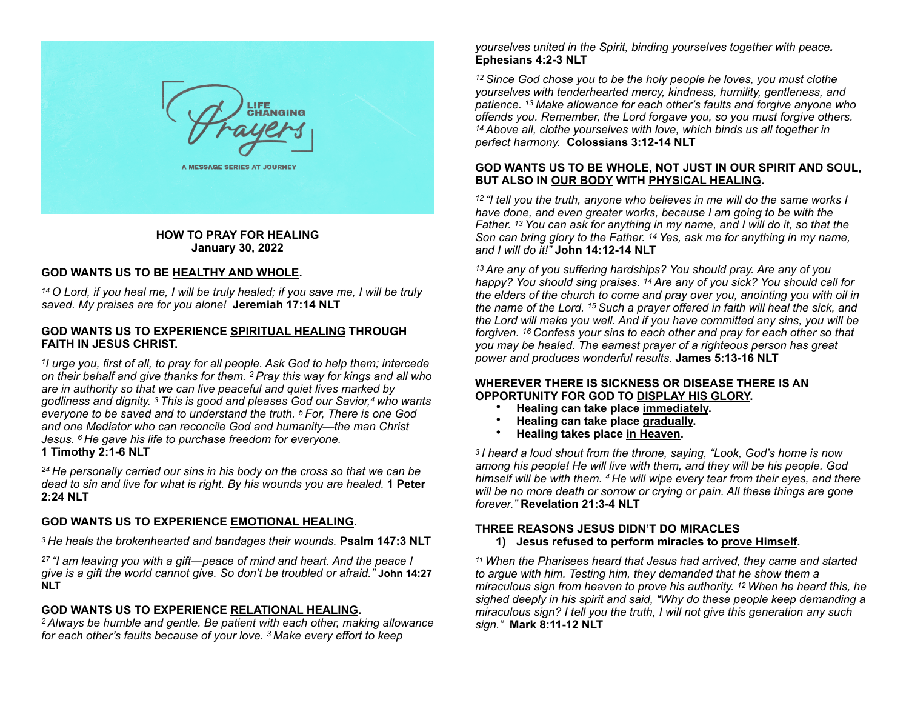## HOW TO PRAY FOR HEALING
**January 30, 2022**

### GOD WANTS US TO BE HEALTHY AND WHOLE.

*[14] O Lord, if you heal me, I will be truly healed; if you save me, I will be truly saved. My praises are for you alone!* **Jeremiah 17:14 NLT**

### GOD WANTS US TO EXPERIENCE SPIRITUAL HEALING THROUGH FAITH IN JESUS CHRIST.

*[1] I urge you, first of all, to pray for all people. Ask God to help them; intercede on their behalf and give thanks for them. [2] Pray this way for kings and all who are in authority so that we can live peaceful and quiet lives marked by godliness and dignity. [3] This is good and pleases God our Savior,[4] who wants everyone to be saved and to understand the truth. [5] For, There is one God and one Mediator who can reconcile God and humanity—the man Christ Jesus. [6] He gave his life to purchase freedom for everyone.*
**1 Timothy 2:1-6 NLT**

*[24] He personally carried our sins in his body on the cross so that we can be dead to sin and live for what is right. By his wounds you are healed.* **1 Peter 2:24 NLT**

### GOD WANTS US TO EXPERIENCE EMOTIONAL HEALING.

*[3] He heals the brokenhearted and bandages their wounds.* **Psalm 147:3 NLT**

*[27] "I am leaving you with a gift—peace of mind and heart. And the peace I give is a gift the world cannot give. So don't be troubled or afraid."* **John 14:27 NLT**

### GOD WANTS US TO EXPERIENCE RELATIONAL HEALING.

*[2] Always be humble and gentle. Be patient with each other, making allowance for each other's faults because of your love. [3] Make every effort to keep yourselves united in the Spirit, binding yourselves together with peace.* **Ephesians 4:2-3 NLT**

*[12] Since God chose you to be the holy people he loves, you must clothe yourselves with tenderhearted mercy, kindness, humility, gentleness, and patience. [13] Make allowance for each other's faults and forgive anyone who offends you. Remember, the Lord forgave you, so you must forgive others. [14] Above all, clothe yourselves with love, which binds us all together in perfect harmony.* **Colossians 3:12-14 NLT**

### GOD WANTS US TO BE WHOLE, NOT JUST IN OUR SPIRIT AND SOUL, BUT ALSO IN OUR BODY WITH PHYSICAL HEALING.

*[12] "I tell you the truth, anyone who believes in me will do the same works I have done, and even greater works, because I am going to be with the Father. [13] You can ask for anything in my name, and I will do it, so that the Son can bring glory to the Father. [14] Yes, ask me for anything in my name, and I will do it!"* **John 14:12-14 NLT**

*[13] Are any of you suffering hardships? You should pray. Are any of you happy? You should sing praises. [14] Are any of you sick? You should call for the elders of the church to come and pray over you, anointing you with oil in the name of the Lord. [15] Such a prayer offered in faith will heal the sick, and the Lord will make you well. And if you have committed any sins, you will be forgiven. [16] Confess your sins to each other and pray for each other so that you may be healed. The earnest prayer of a righteous person has great power and produces wonderful results.* **James 5:13-16 NLT**

### WHEREVER THERE IS SICKNESS OR DISEASE THERE IS AN OPPORTUNITY FOR GOD TO DISPLAY HIS GLORY.

- **Healing can take place immediately.**
- **Healing can take place gradually.**
- **Healing takes place in Heaven.**

*[3] I heard a loud shout from the throne, saying, "Look, God's home is now among his people! He will live with them, and they will be his people. God himself will be with them. [4] He will wipe every tear from their eyes, and there will be no more death or sorrow or crying or pain. All these things are gone forever."* **Revelation 21:3-4 NLT**

### THREE REASONS JESUS DIDN'T DO MIRACLES

1) **Jesus refused to perform miracles to prove Himself.**

*[11] When the Pharisees heard that Jesus had arrived, they came and started to argue with him. Testing him, they demanded that he show them a miraculous sign from heaven to prove his authority. [12] When he heard this, he sighed deeply in his spirit and said, "Why do these people keep demanding a miraculous sign? I tell you the truth, I will not give this generation any such sign."* **Mark 8:11-12 NLT**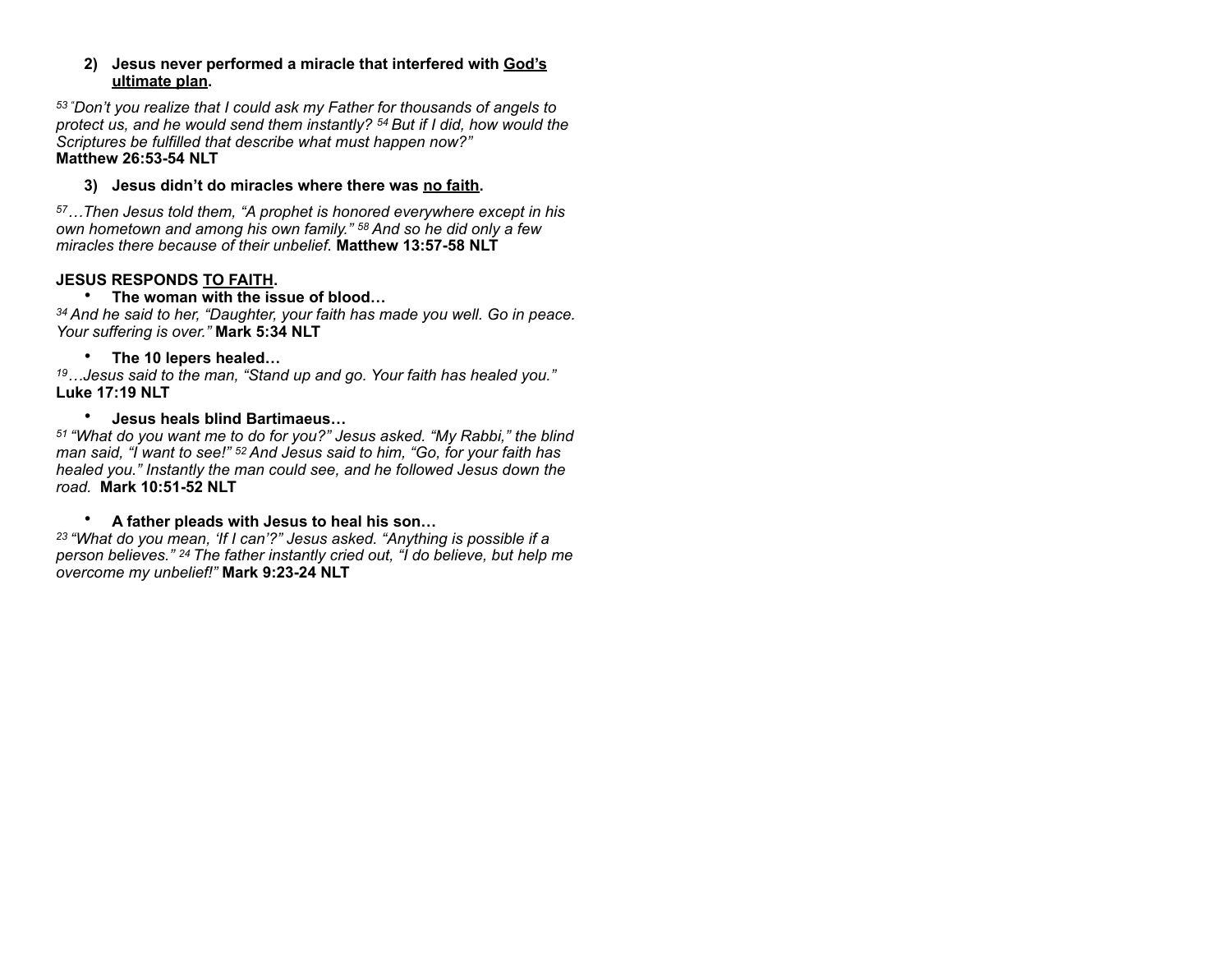2) **Jesus never performed a miracle that interfered with <u>God's ultimate plan</u>.**

*[53] "Don't you realize that I could ask my Father for thousands of angels to protect us, and he would send them instantly? [54] But if I did, how would the Scriptures be fulfilled that describe what must happen now?"*
**Matthew 26:53-54 NLT**

3) **Jesus didn't do miracles where there was <u>no faith</u>.**

*[57]…Then Jesus told them, "A prophet is honored everywhere except in his own hometown and among his own family." [58] And so he did only a few miracles there because of their unbelief.* **Matthew 13:57-58 NLT**

**JESUS RESPONDS <u>TO FAITH</u>.**

- **The woman with the issue of blood…**

*[34] And he said to her, "Daughter, your faith has made you well. Go in peace. Your suffering is over."* **Mark 5:34 NLT**

- **The 10 lepers healed…**

*[19]…Jesus said to the man, "Stand up and go. Your faith has healed you."*
**Luke 17:19 NLT**

- **Jesus heals blind Bartimaeus…**

*[51] "What do you want me to do for you?" Jesus asked. "My Rabbi," the blind man said, "I want to see!" [52] And Jesus said to him, "Go, for your faith has healed you." Instantly the man could see, and he followed Jesus down the road.* **Mark 10:51-52 NLT**

- **A father pleads with Jesus to heal his son…**

*[23] "What do you mean, 'If I can'?" Jesus asked. "Anything is possible if a person believes." [24] The father instantly cried out, "I do believe, but help me overcome my unbelief!"* **Mark 9:23-24 NLT**